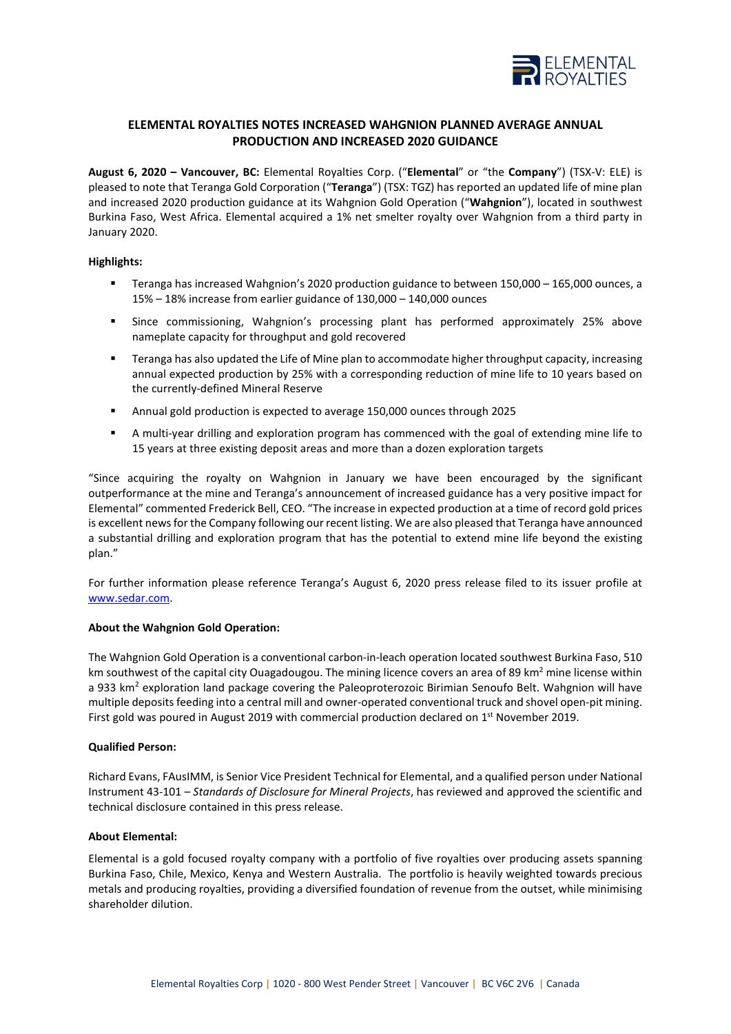# ELEMENTAL ROYALTIES NOTES INCREASED WAHGNION PLANNED AVERAGE ANNUAL PRODUCTION AND INCREASED 2020 GUIDANCE

**August 6, 2020 – Vancouver, BC:** Elemental Royalties Corp. ("**Elemental**" or "the **Company**") (TSX-V: ELE) is pleased to note that Teranga Gold Corporation ("**Teranga**") (TSX: TGZ) has reported an updated life of mine plan and increased 2020 production guidance at its Wahgnion Gold Operation ("**Wahgnion**"), located in southwest Burkina Faso, West Africa. Elemental acquired a 1% net smelter royalty over Wahgnion from a third party in January 2020.

**Highlights:**

- Teranga has increased Wahgnion's 2020 production guidance to between 150,000 – 165,000 ounces, a 15% – 18% increase from earlier guidance of 130,000 – 140,000 ounces
- Since commissioning, Wahgnion's processing plant has performed approximately 25% above nameplate capacity for throughput and gold recovered
- Teranga has also updated the Life of Mine plan to accommodate higher throughput capacity, increasing annual expected production by 25% with a corresponding reduction of mine life to 10 years based on the currently-defined Mineral Reserve
- Annual gold production is expected to average 150,000 ounces through 2025
- A multi-year drilling and exploration program has commenced with the goal of extending mine life to 15 years at three existing deposit areas and more than a dozen exploration targets

"Since acquiring the royalty on Wahgnion in January we have been encouraged by the significant outperformance at the mine and Teranga's announcement of increased guidance has a very positive impact for Elemental" commented Frederick Bell, CEO. "The increase in expected production at a time of record gold prices is excellent news for the Company following our recent listing. We are also pleased that Teranga have announced a substantial drilling and exploration program that has the potential to extend mine life beyond the existing plan."

For further information please reference Teranga's August 6, 2020 press release filed to its issuer profile at www.sedar.com.

**About the Wahgnion Gold Operation:**

The Wahgnion Gold Operation is a conventional carbon-in-leach operation located southwest Burkina Faso, 510 km southwest of the capital city Ouagadougou. The mining licence covers an area of 89 km$^2$ mine license within a 933 km$^2$ exploration land package covering the Paleoproterozoic Birimian Senoufo Belt. Wahgnion will have multiple deposits feeding into a central mill and owner-operated conventional truck and shovel open-pit mining. First gold was poured in August 2019 with commercial production declared on 1st November 2019.

**Qualified Person:**

Richard Evans, FAusIMM, is Senior Vice President Technical for Elemental, and a qualified person under National Instrument 43-101 – *Standards of Disclosure for Mineral Projects*, has reviewed and approved the scientific and technical disclosure contained in this press release.

**About Elemental:**

Elemental is a gold focused royalty company with a portfolio of five royalties over producing assets spanning Burkina Faso, Chile, Mexico, Kenya and Western Australia. The portfolio is heavily weighted towards precious metals and producing royalties, providing a diversified foundation of revenue from the outset, while minimising shareholder dilution.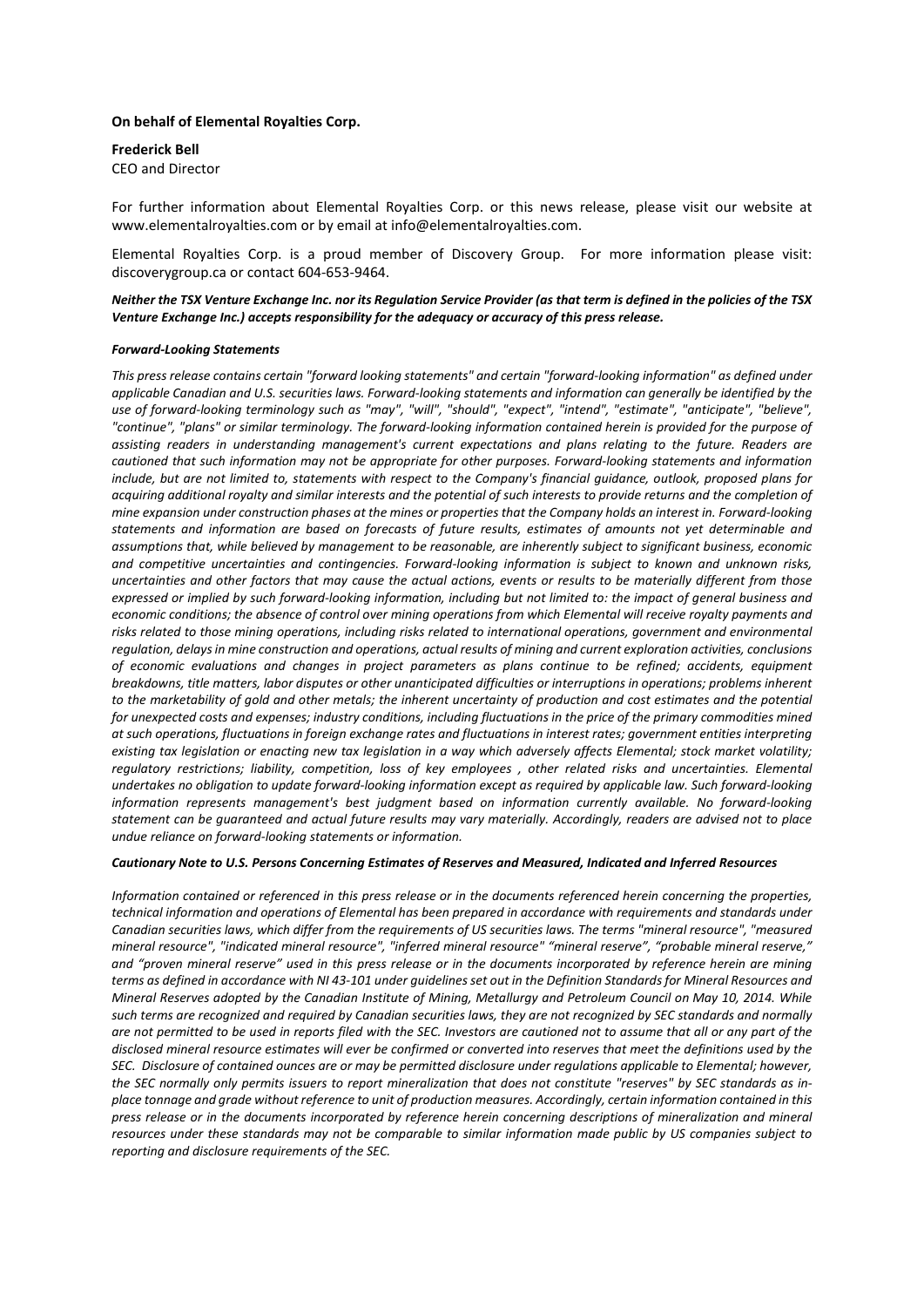**On behalf of Elemental Royalties Corp.**

**Frederick Bell**
CEO and Director

For further information about Elemental Royalties Corp. or this news release, please visit our website at www.elementalroyalties.com or by email at info@elementalroyalties.com.

Elemental Royalties Corp. is a proud member of Discovery Group. For more information please visit: discoverygroup.ca or contact 604-653-9464.

***Neither the TSX Venture Exchange Inc. nor its Regulation Service Provider (as that term is defined in the policies of the TSX Venture Exchange Inc.) accepts responsibility for the adequacy or accuracy of this press release.***

***Forward-Looking Statements***

*This press release contains certain "forward looking statements" and certain "forward-looking information" as defined under applicable Canadian and U.S. securities laws. Forward-looking statements and information can generally be identified by the use of forward-looking terminology such as "may", "will", "should", "expect", "intend", "estimate", "anticipate", "believe", "continue", "plans" or similar terminology. The forward-looking information contained herein is provided for the purpose of assisting readers in understanding management's current expectations and plans relating to the future. Readers are cautioned that such information may not be appropriate for other purposes. Forward-looking statements and information include, but are not limited to, statements with respect to the Company's financial guidance, outlook, proposed plans for acquiring additional royalty and similar interests and the potential of such interests to provide returns and the completion of mine expansion under construction phases at the mines or properties that the Company holds an interest in. Forward-looking statements and information are based on forecasts of future results, estimates of amounts not yet determinable and assumptions that, while believed by management to be reasonable, are inherently subject to significant business, economic and competitive uncertainties and contingencies. Forward-looking information is subject to known and unknown risks, uncertainties and other factors that may cause the actual actions, events or results to be materially different from those expressed or implied by such forward-looking information, including but not limited to: the impact of general business and economic conditions; the absence of control over mining operations from which Elemental will receive royalty payments and risks related to those mining operations, including risks related to international operations, government and environmental regulation, delays in mine construction and operations, actual results of mining and current exploration activities, conclusions of economic evaluations and changes in project parameters as plans continue to be refined; accidents, equipment breakdowns, title matters, labor disputes or other unanticipated difficulties or interruptions in operations; problems inherent to the marketability of gold and other metals; the inherent uncertainty of production and cost estimates and the potential for unexpected costs and expenses; industry conditions, including fluctuations in the price of the primary commodities mined at such operations, fluctuations in foreign exchange rates and fluctuations in interest rates; government entities interpreting existing tax legislation or enacting new tax legislation in a way which adversely affects Elemental; stock market volatility; regulatory restrictions; liability, competition, loss of key employees , other related risks and uncertainties. Elemental undertakes no obligation to update forward-looking information except as required by applicable law. Such forward-looking information represents management's best judgment based on information currently available. No forward-looking statement can be guaranteed and actual future results may vary materially. Accordingly, readers are advised not to place undue reliance on forward-looking statements or information.*

***Cautionary Note to U.S. Persons Concerning Estimates of Reserves and Measured, Indicated and Inferred Resources***

*Information contained or referenced in this press release or in the documents referenced herein concerning the properties, technical information and operations of Elemental has been prepared in accordance with requirements and standards under Canadian securities laws, which differ from the requirements of US securities laws. The terms "mineral resource", "measured mineral resource", "indicated mineral resource", "inferred mineral resource" "mineral reserve", "probable mineral reserve," and "proven mineral reserve" used in this press release or in the documents incorporated by reference herein are mining terms as defined in accordance with NI 43-101 under guidelines set out in the Definition Standards for Mineral Resources and Mineral Reserves adopted by the Canadian Institute of Mining, Metallurgy and Petroleum Council on May 10, 2014. While such terms are recognized and required by Canadian securities laws, they are not recognized by SEC standards and normally are not permitted to be used in reports filed with the SEC. Investors are cautioned not to assume that all or any part of the disclosed mineral resource estimates will ever be confirmed or converted into reserves that meet the definitions used by the SEC. Disclosure of contained ounces are or may be permitted disclosure under regulations applicable to Elemental; however, the SEC normally only permits issuers to report mineralization that does not constitute "reserves" by SEC standards as in-place tonnage and grade without reference to unit of production measures. Accordingly, certain information contained in this press release or in the documents incorporated by reference herein concerning descriptions of mineralization and mineral resources under these standards may not be comparable to similar information made public by US companies subject to reporting and disclosure requirements of the SEC.*